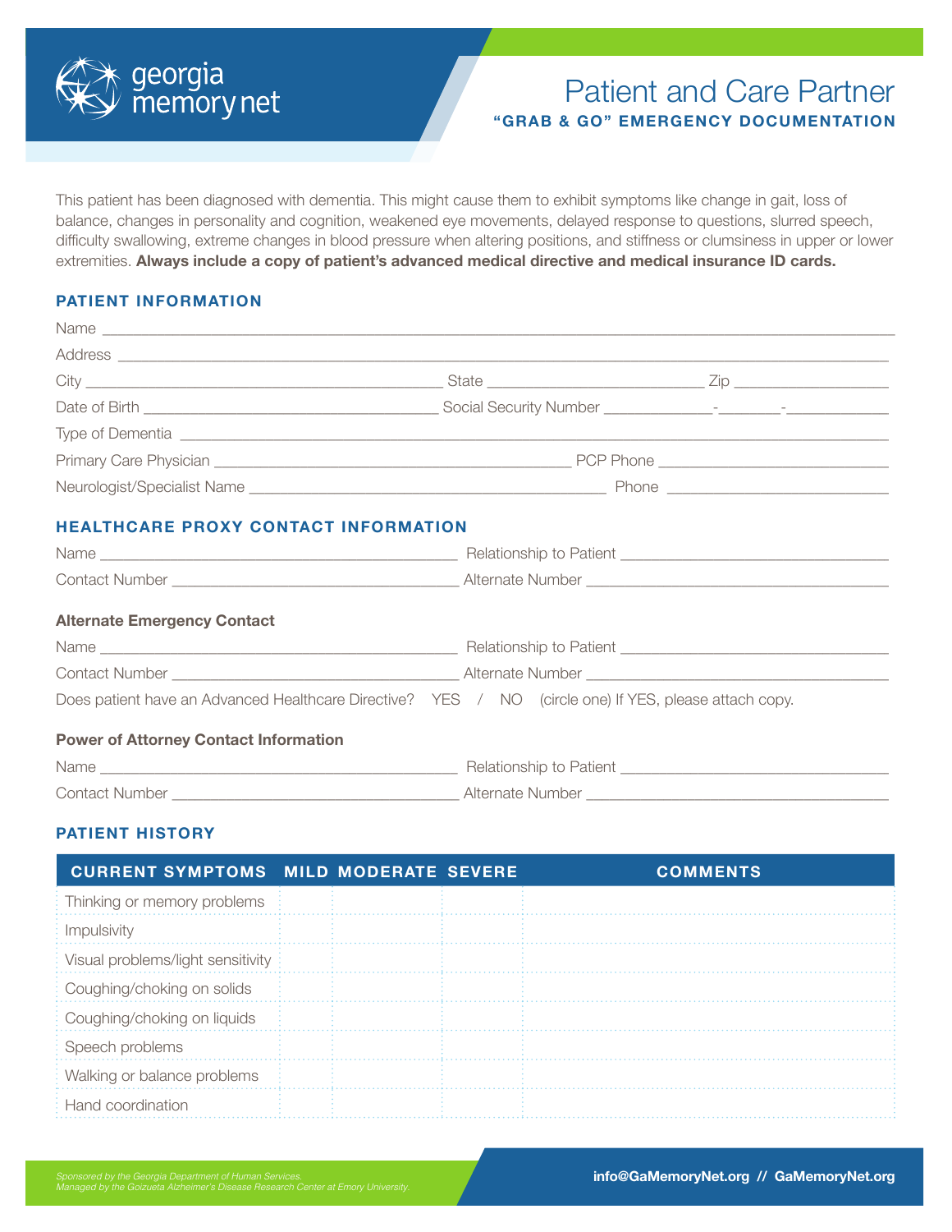georgia memory net

# Patient and Care Partner

**"GRAB & GO" EMERGENCY DOCUMENTATION**

This patient has been diagnosed with dementia. This might cause them to exhibit symptoms like change in gait, loss of balance, changes in personality and cognition, weakened eye movements, delayed response to questions, slurred speech, difficulty swallowing, extreme changes in blood pressure when altering positions, and stiffness or clumsiness in upper or lower extremities. **Always include a copy of patient's advanced medical directive and medical insurance ID cards.**

## PATIENT INFORMATION

Name ________________________________________________

Address ________________________________________________

City ______________________ State ______________ Zip __________

Date of Birth ____________________ Social Security Number _______-_____-_______

Type of Dementia ________________________________________________

Primary Care Physician ______________________ PCP Phone ______________

Neurologist/Specialist Name ______________________ Phone ______________

## HEALTHCARE PROXY CONTACT INFORMATION

Name ______________________ Relationship to Patient ______________

Contact Number ______________________ Alternate Number ______________

### Alternate Emergency Contact

Name ______________________ Relationship to Patient ______________

Contact Number ______________________ Alternate Number ______________

Does patient have an Advanced Healthcare Directive? YES / NO (circle one) If YES, please attach copy.

### Power of Attorney Contact Information

Name ______________________ Relationship to Patient ______________

Contact Number ______________________ Alternate Number ______________

## PATIENT HISTORY

| CURRENT SYMPTOMS | MILD | MODERATE | SEVERE | COMMENTS |
|---|---|---|---|---|
| Thinking or memory problems | | | | |
| Impulsivity | | | | |
| Visual problems/light sensitivity | | | | |
| Coughing/choking on solids | | | | |
| Coughing/choking on liquids | | | | |
| Speech problems | | | | |
| Walking or balance problems | | | | |
| Hand coordination | | | | |

*Sponsored by the Georgia Department of Human Services.*
*Managed by the Goizueta Alzheimer's Disease Research Center at Emory University.*

**info@GaMemoryNet.org // GaMemoryNet.org**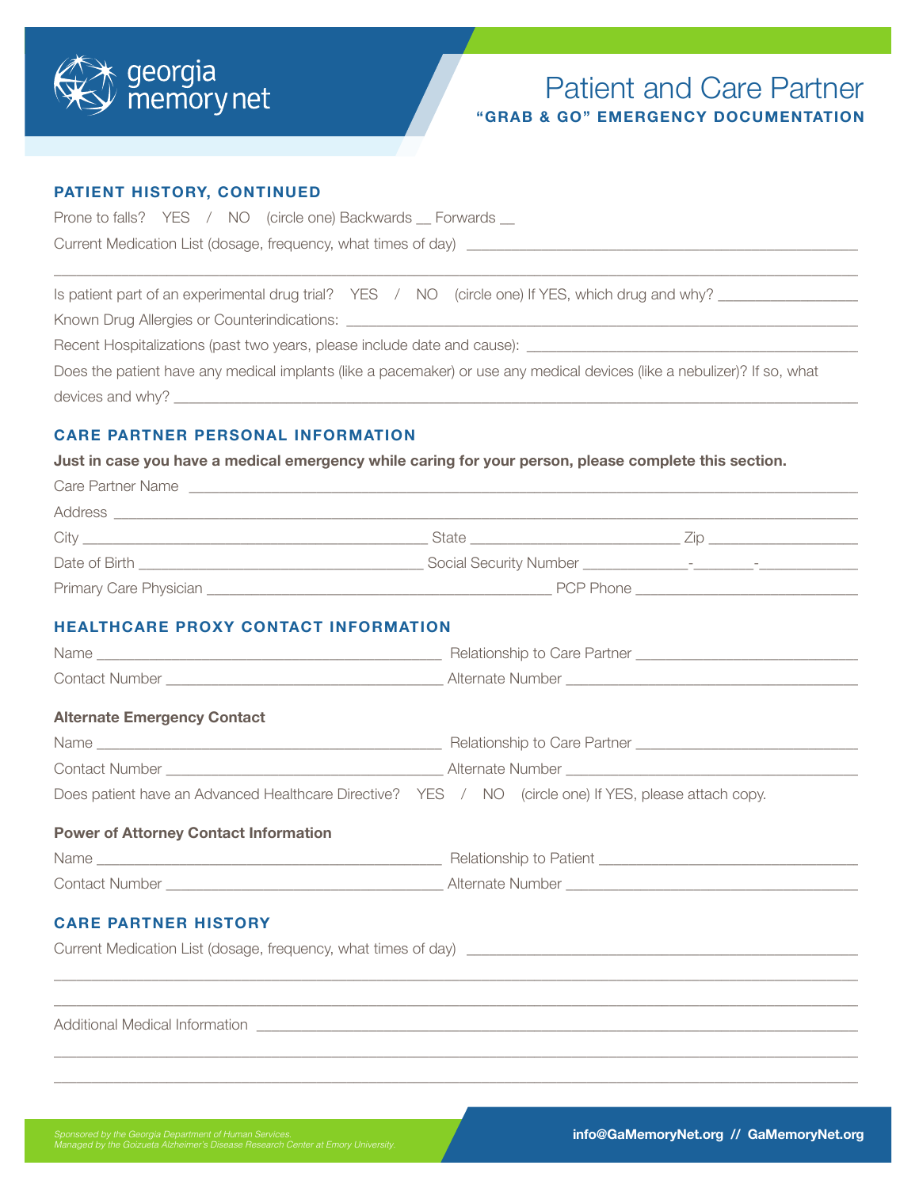georgia memory net

# Patient and Care Partner

**"GRAB & GO" EMERGENCY DOCUMENTATION**

## PATIENT HISTORY, CONTINUED

Prone to falls? YES / NO (circle one) Backwards __ Forwards __

Current Medication List (dosage, frequency, what times of day) ______________________________________________

________________________________________________________________________________

Is patient part of an experimental drug trial? YES / NO (circle one) If YES, which drug and why? _________________

Known Drug Allergies or Counterindications: ____________________________________________________________

Recent Hospitalizations (past two years, please include date and cause): ________________________________________

Does the patient have any medical implants (like a pacemaker) or use any medical devices (like a nebulizer)? If so, what devices and why? ___________________________________________________________________________

## CARE PARTNER PERSONAL INFORMATION

**Just in case you have a medical emergency while caring for your person, please complete this section.**

Care Partner Name ______________________________________________________________________________

Address _______________________________________________________________________________________

City __________________________________ State ______________________ Zip _________________

Date of Birth _____________________________ Social Security Number ____________-_______-____________

Primary Care Physician _____________________________________ PCP Phone __________________________

## HEALTHCARE PROXY CONTACT INFORMATION

Name _____________________________________ Relationship to Care Partner __________________________

Contact Number ______________________________ Alternate Number __________________________________

### Alternate Emergency Contact

Name _____________________________________ Relationship to Care Partner __________________________

Contact Number ______________________________ Alternate Number __________________________________

Does patient have an Advanced Healthcare Directive? YES / NO (circle one) If YES, please attach copy.

### Power of Attorney Contact Information

Name _____________________________________ Relationship to Patient ______________________________

Contact Number ______________________________ Alternate Number __________________________________

## CARE PARTNER HISTORY

Current Medication List (dosage, frequency, what times of day) ______________________________________________

________________________________________________________________________________

________________________________________________________________________________

Additional Medical Information _______________________________________________________________________

________________________________________________________________________________

________________________________________________________________________________

*Sponsored by the Georgia Department of Human Services.*
*Managed by the Goizueta Alzheimer's Disease Research Center at Emory University.*

**info@GaMemoryNet.org // GaMemoryNet.org**